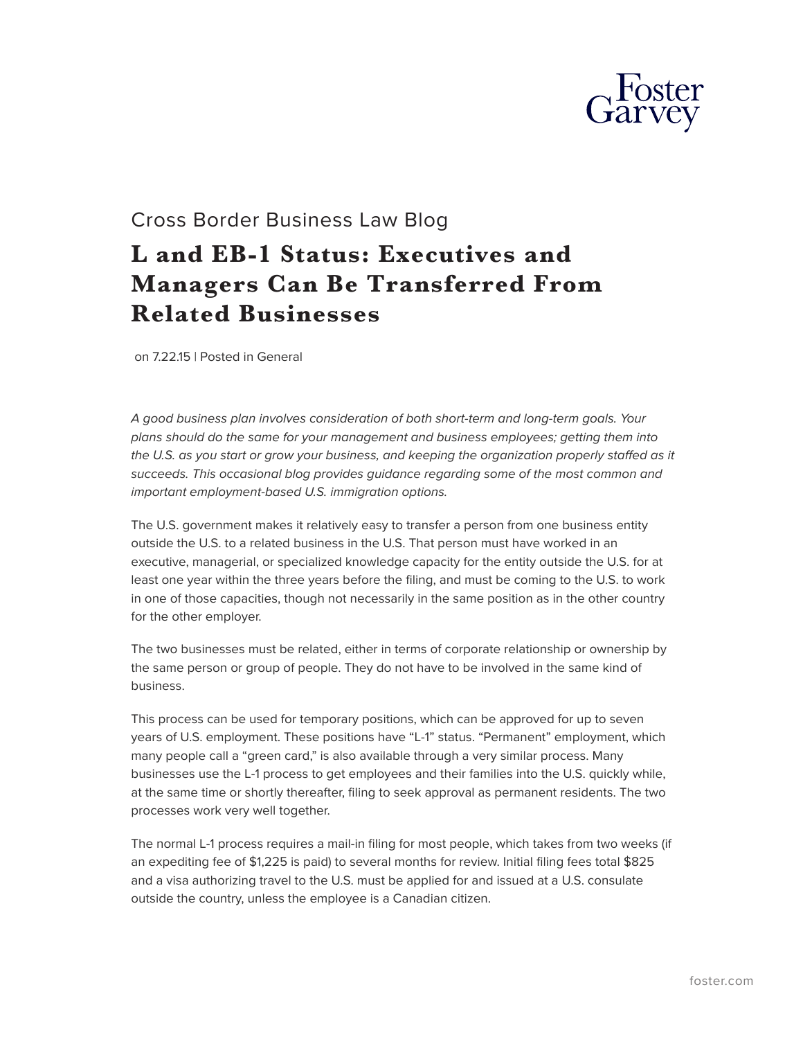Cross Border Business Law Blog

# L and EB-1 Status: Executives and Managers Can Be Transferred From Related Businesses

on 7.22.15 | Posted in General

*A good business plan involves consideration of both short-term and long-term goals. Your plans should do the same for your management and business employees; getting them into the U.S. as you start or grow your business, and keeping the organization properly staffed as it succeeds. This occasional blog provides guidance regarding some of the most common and important employment-based U.S. immigration options.*

The U.S. government makes it relatively easy to transfer a person from one business entity outside the U.S. to a related business in the U.S. That person must have worked in an executive, managerial, or specialized knowledge capacity for the entity outside the U.S. for at least one year within the three years before the filing, and must be coming to the U.S. to work in one of those capacities, though not necessarily in the same position as in the other country for the other employer.

The two businesses must be related, either in terms of corporate relationship or ownership by the same person or group of people. They do not have to be involved in the same kind of business.

This process can be used for temporary positions, which can be approved for up to seven years of U.S. employment. These positions have "L-1" status. "Permanent" employment, which many people call a "green card," is also available through a very similar process. Many businesses use the L-1 process to get employees and their families into the U.S. quickly while, at the same time or shortly thereafter, filing to seek approval as permanent residents. The two processes work very well together.

The normal L-1 process requires a mail-in filing for most people, which takes from two weeks (if an expediting fee of $1,225 is paid) to several months for review. Initial filing fees total $825 and a visa authorizing travel to the U.S. must be applied for and issued at a U.S. consulate outside the country, unless the employee is a Canadian citizen.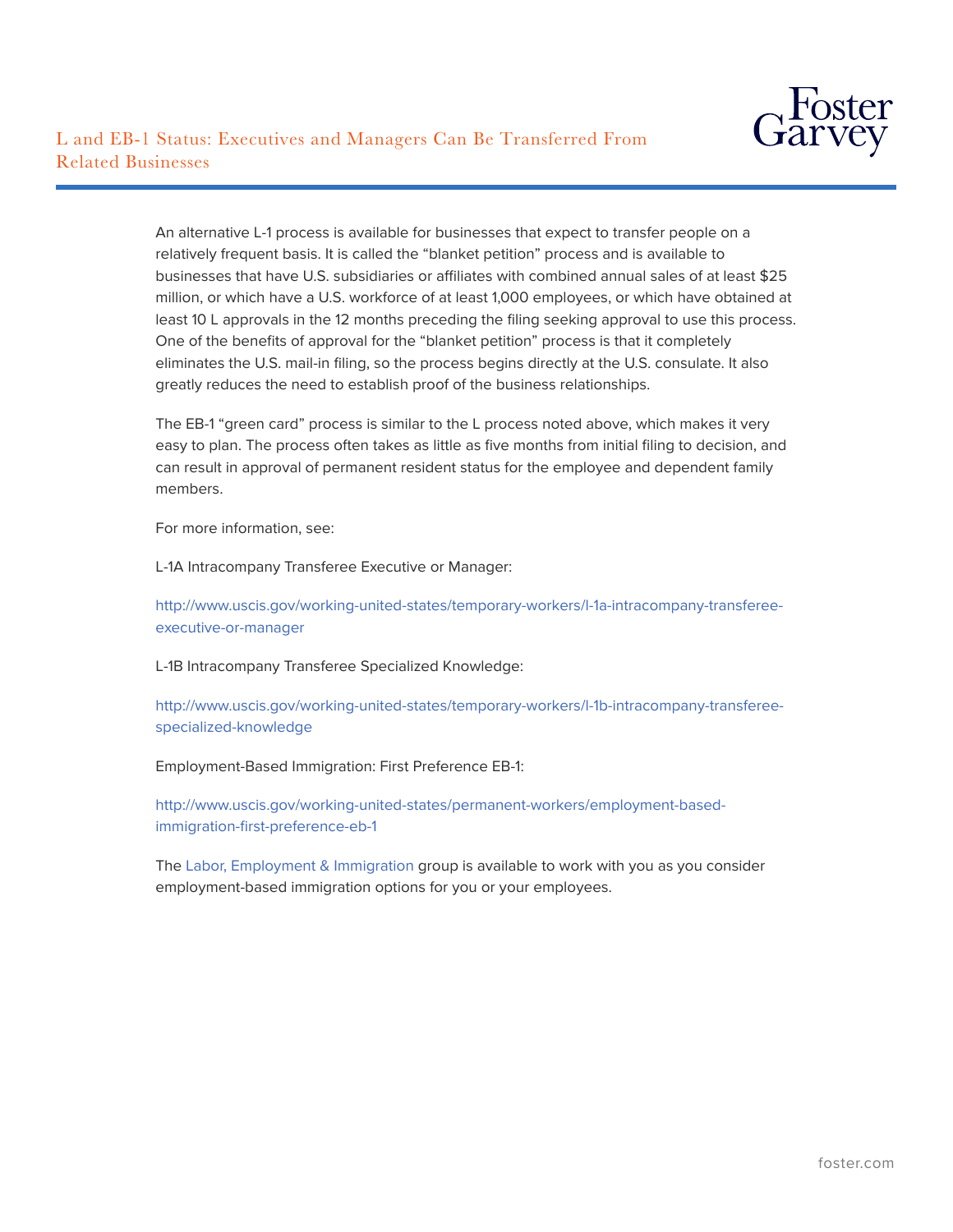An alternative L-1 process is available for businesses that expect to transfer people on a relatively frequent basis. It is called the "blanket petition" process and is available to businesses that have U.S. subsidiaries or affiliates with combined annual sales of at least $25 million, or which have a U.S. workforce of at least 1,000 employees, or which have obtained at least 10 L approvals in the 12 months preceding the filing seeking approval to use this process. One of the benefits of approval for the "blanket petition" process is that it completely eliminates the U.S. mail-in filing, so the process begins directly at the U.S. consulate. It also greatly reduces the need to establish proof of the business relationships.

The EB-1 "green card" process is similar to the L process noted above, which makes it very easy to plan. The process often takes as little as five months from initial filing to decision, and can result in approval of permanent resident status for the employee and dependent family members.

For more information, see:

L-1A Intracompany Transferee Executive or Manager:

http://www.uscis.gov/working-united-states/temporary-workers/l-1a-intracompany-transferee-executive-or-manager

L-1B Intracompany Transferee Specialized Knowledge:

http://www.uscis.gov/working-united-states/temporary-workers/l-1b-intracompany-transferee-specialized-knowledge

Employment-Based Immigration: First Preference EB-1:

http://www.uscis.gov/working-united-states/permanent-workers/employment-based-immigration-first-preference-eb-1

The Labor, Employment & Immigration group is available to work with you as you consider employment-based immigration options for you or your employees.